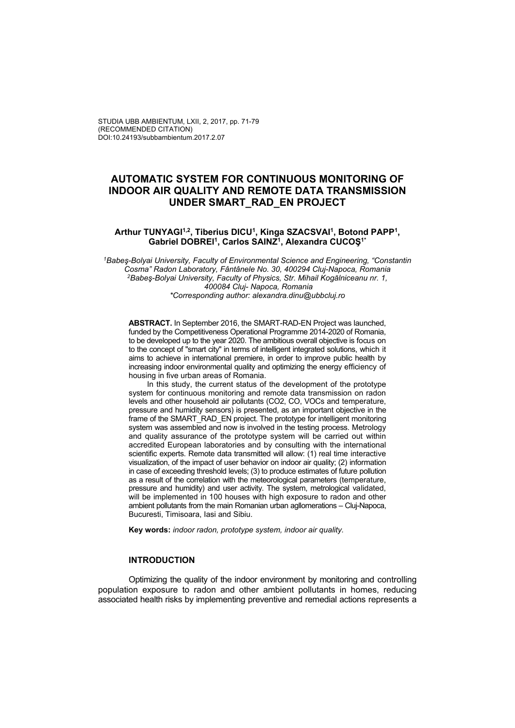STUDIA UBB AMBIENTUM, LXII, 2, 2017, pp. 71-79
(RECOMMENDED CITATION)
DOI:10.24193/subbambientum.2017.2.07

# AUTOMATIC SYSTEM FOR CONTINUOUS MONITORING OF INDOOR AIR QUALITY AND REMOTE DATA TRANSMISSION UNDER SMART_RAD_EN PROJECT

**Arthur TUNYAGI[1,2], Tiberius DICU[1], Kinga SZACSVAI[1], Botond PAPP[1], Gabriel DOBREI[1], Carlos SAINZ[1], Alexandra CUCOŞ[1*]**

*[1]Babeş-Bolyai University, Faculty of Environmental Science and Engineering, "Constantin Cosma" Radon Laboratory, Fântânele No. 30, 400294 Cluj-Napoca, Romania*
*[2]Babeş-Bolyai University, Faculty of Physics, Str. Mihail Kogălniceanu nr. 1, 400084 Cluj- Napoca, Romania*
*\*Corresponding author: alexandra.dinu@ubbcluj.ro*

**ABSTRACT.** In September 2016, the SMART-RAD-EN Project was launched, funded by the Competitiveness Operational Programme 2014-2020 of Romania, to be developed up to the year 2020. The ambitious overall objective is focus on to the concept of "smart city" in terms of intelligent integrated solutions, which it aims to achieve in international premiere, in order to improve public health by increasing indoor environmental quality and optimizing the energy efficiency of housing in five urban areas of Romania.

In this study, the current status of the development of the prototype system for continuous monitoring and remote data transmission on radon levels and other household air pollutants (CO2, CO, VOCs and temperature, pressure and humidity sensors) is presented, as an important objective in the frame of the SMART_RAD_EN project. The prototype for intelligent monitoring system was assembled and now is involved in the testing process. Metrology and quality assurance of the prototype system will be carried out within accredited European laboratories and by consulting with the international scientific experts. Remote data transmitted will allow: (1) real time interactive visualization, of the impact of user behavior on indoor air quality; (2) information in case of exceeding threshold levels; (3) to produce estimates of future pollution as a result of the correlation with the meteorological parameters (temperature, pressure and humidity) and user activity. The system, metrological validated, will be implemented in 100 houses with high exposure to radon and other ambient pollutants from the main Romanian urban agllomerations – Cluj-Napoca, Bucuresti, Timisoara, Iasi and Sibiu.

**Key words:** *indoor radon, prototype system, indoor air quality.*

## INTRODUCTION

Optimizing the quality of the indoor environment by monitoring and controlling population exposure to radon and other ambient pollutants in homes, reducing associated health risks by implementing preventive and remedial actions represents a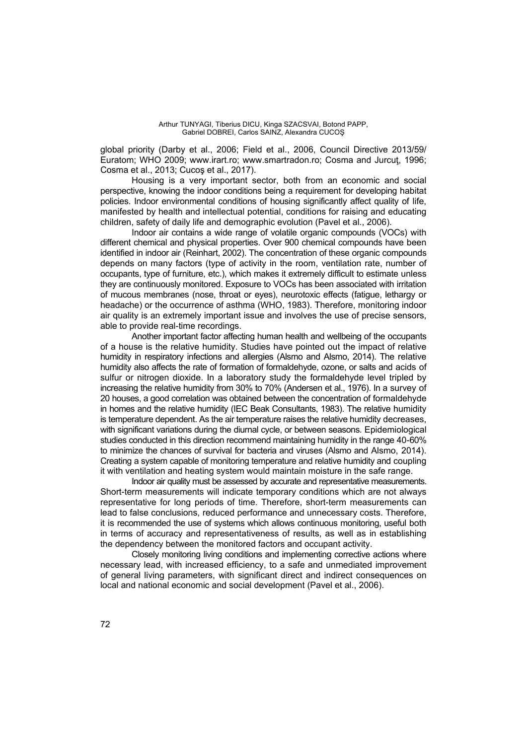global priority (Darby et al., 2006; Field et al., 2006, Council Directive 2013/59/ Euratom; WHO 2009; www.irart.ro; www.smartradon.ro; Cosma and Jurcuţ, 1996; Cosma et al., 2013; Cucoş et al., 2017).

Housing is a very important sector, both from an economic and social perspective, knowing the indoor conditions being a requirement for developing habitat policies. Indoor environmental conditions of housing significantly affect quality of life, manifested by health and intellectual potential, conditions for raising and educating children, safety of daily life and demographic evolution (Pavel et al., 2006).

Indoor air contains a wide range of volatile organic compounds (VOCs) with different chemical and physical properties. Over 900 chemical compounds have been identified in indoor air (Reinhart, 2002). The concentration of these organic compounds depends on many factors (type of activity in the room, ventilation rate, number of occupants, type of furniture, etc.), which makes it extremely difficult to estimate unless they are continuously monitored. Exposure to VOCs has been associated with irritation of mucous membranes (nose, throat or eyes), neurotoxic effects (fatigue, lethargy or headache) or the occurrence of asthma (WHO, 1983). Therefore, monitoring indoor air quality is an extremely important issue and involves the use of precise sensors, able to provide real-time recordings.

Another important factor affecting human health and wellbeing of the occupants of a house is the relative humidity. Studies have pointed out the impact of relative humidity in respiratory infections and allergies (Alsmo and Alsmo, 2014). The relative humidity also affects the rate of formation of formaldehyde, ozone, or salts and acids of sulfur or nitrogen dioxide. In a laboratory study the formaldehyde level tripled by increasing the relative humidity from 30% to 70% (Andersen et al., 1976). In a survey of 20 houses, a good correlation was obtained between the concentration of formaldehyde in homes and the relative humidity (IEC Beak Consultants, 1983). The relative humidity is temperature dependent. As the air temperature raises the relative humidity decreases, with significant variations during the diurnal cycle, or between seasons. Epidemiological studies conducted in this direction recommend maintaining humidity in the range 40-60% to minimize the chances of survival for bacteria and viruses (Alsmo and Alsmo, 2014). Creating a system capable of monitoring temperature and relative humidity and coupling it with ventilation and heating system would maintain moisture in the safe range.

Indoor air quality must be assessed by accurate and representative measurements. Short-term measurements will indicate temporary conditions which are not always representative for long periods of time. Therefore, short-term measurements can lead to false conclusions, reduced performance and unnecessary costs. Therefore, it is recommended the use of systems which allows continuous monitoring, useful both in terms of accuracy and representativeness of results, as well as in establishing the dependency between the monitored factors and occupant activity.

Closely monitoring living conditions and implementing corrective actions where necessary lead, with increased efficiency, to a safe and unmediated improvement of general living parameters, with significant direct and indirect consequences on local and national economic and social development (Pavel et al., 2006).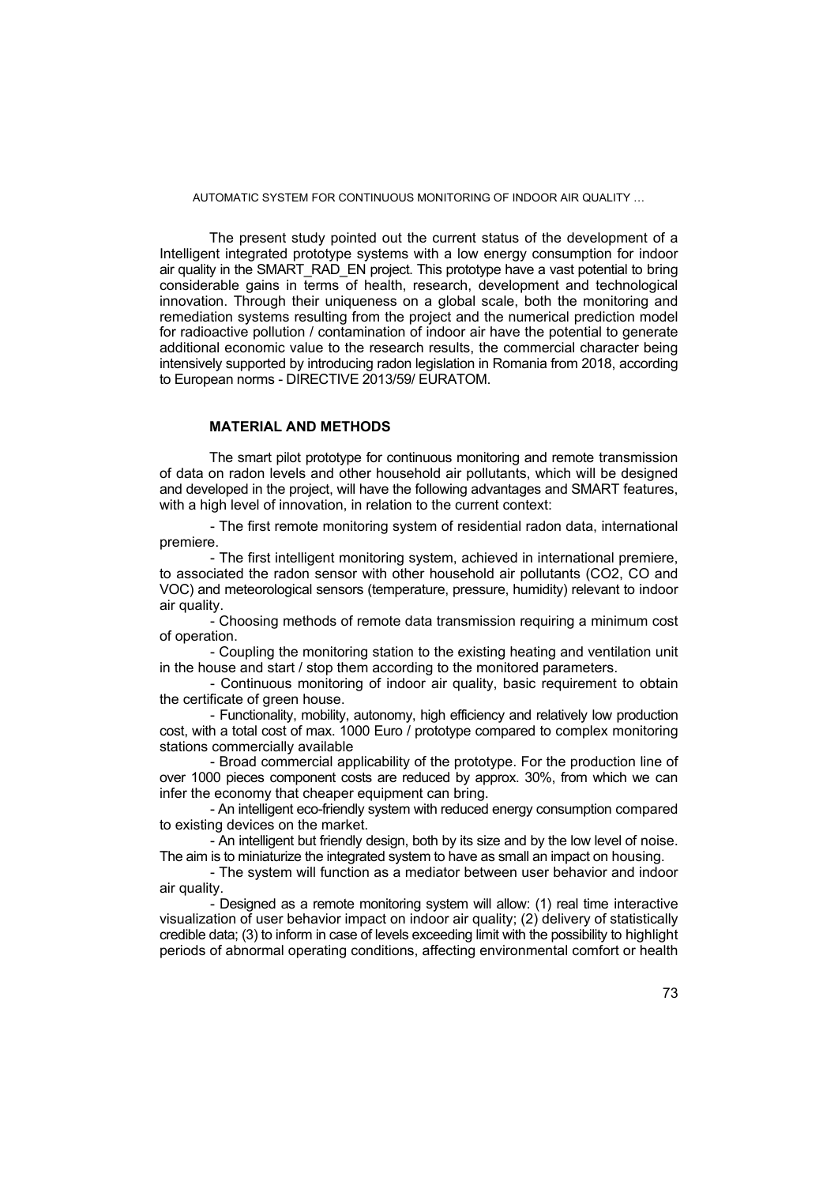The present study pointed out the current status of the development of a Intelligent integrated prototype systems with a low energy consumption for indoor air quality in the SMART_RAD_EN project. This prototype have a vast potential to bring considerable gains in terms of health, research, development and technological innovation. Through their uniqueness on a global scale, both the monitoring and remediation systems resulting from the project and the numerical prediction model for radioactive pollution / contamination of indoor air have the potential to generate additional economic value to the research results, the commercial character being intensively supported by introducing radon legislation in Romania from 2018, according to European norms - DIRECTIVE 2013/59/ EURATOM.

## MATERIAL AND METHODS

The smart pilot prototype for continuous monitoring and remote transmission of data on radon levels and other household air pollutants, which will be designed and developed in the project, will have the following advantages and SMART features, with a high level of innovation, in relation to the current context:

- The first remote monitoring system of residential radon data, international premiere.
- The first intelligent monitoring system, achieved in international premiere, to associated the radon sensor with other household air pollutants ($CO_2$, CO and VOC) and meteorological sensors (temperature, pressure, humidity) relevant to indoor air quality.
- Choosing methods of remote data transmission requiring a minimum cost of operation.
- Coupling the monitoring station to the existing heating and ventilation unit in the house and start / stop them according to the monitored parameters.
- Continuous monitoring of indoor air quality, basic requirement to obtain the certificate of green house.
- Functionality, mobility, autonomy, high efficiency and relatively low production cost, with a total cost of max. 1000 Euro / prototype compared to complex monitoring stations commercially available
- Broad commercial applicability of the prototype. For the production line of over 1000 pieces component costs are reduced by approx. 30%, from which we can infer the economy that cheaper equipment can bring.
- An intelligent eco-friendly system with reduced energy consumption compared to existing devices on the market.
- An intelligent but friendly design, both by its size and by the low level of noise. The aim is to miniaturize the integrated system to have as small an impact on housing.
- The system will function as a mediator between user behavior and indoor air quality.
- Designed as a remote monitoring system will allow: (1) real time interactive visualization of user behavior impact on indoor air quality; (2) delivery of statistically credible data; (3) to inform in case of levels exceeding limit with the possibility to highlight periods of abnormal operating conditions, affecting environmental comfort or health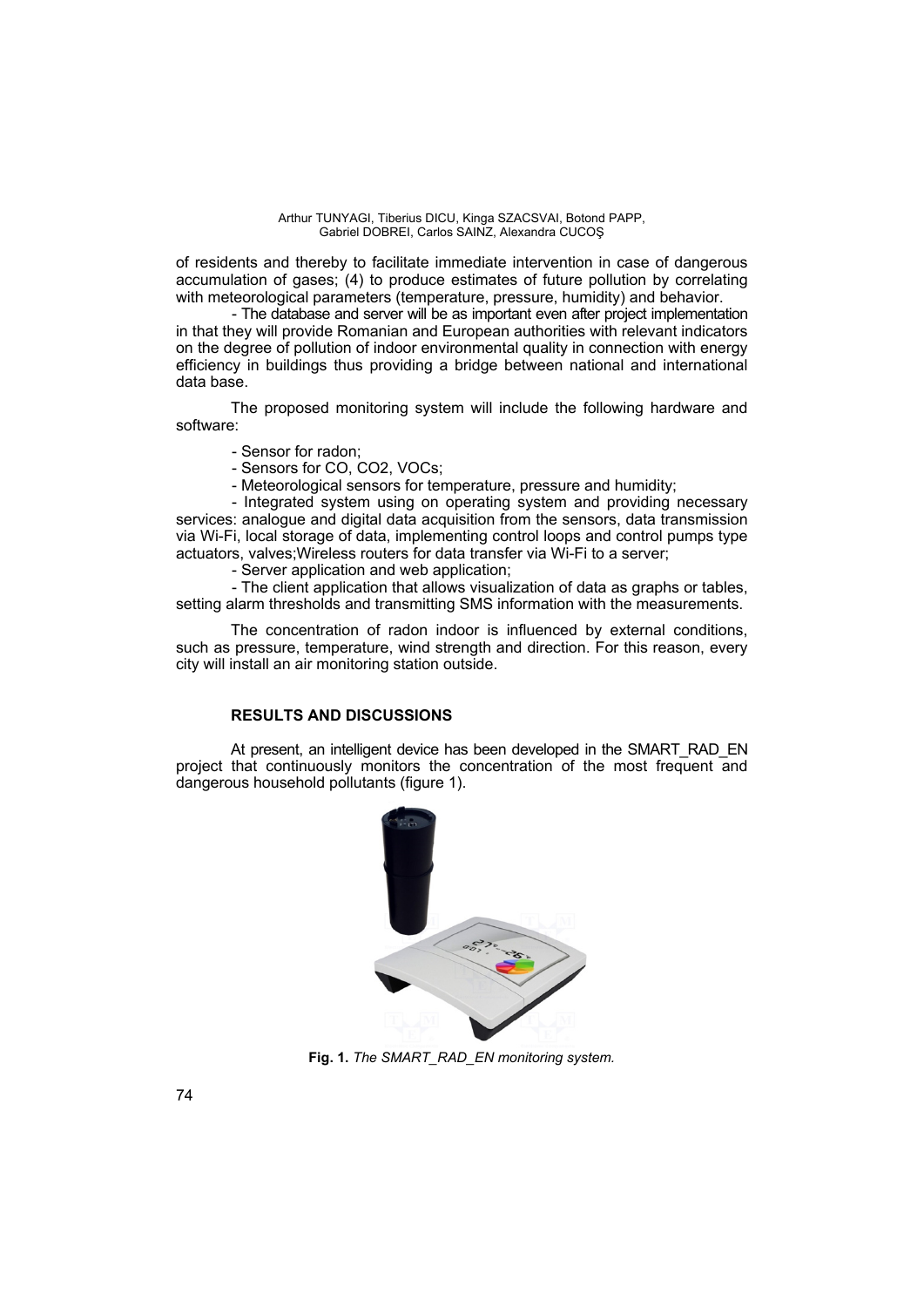of residents and thereby to facilitate immediate intervention in case of dangerous accumulation of gases; (4) to produce estimates of future pollution by correlating with meteorological parameters (temperature, pressure, humidity) and behavior.

- The database and server will be as important even after project implementation in that they will provide Romanian and European authorities with relevant indicators on the degree of pollution of indoor environmental quality in connection with energy efficiency in buildings thus providing a bridge between national and international data base.

The proposed monitoring system will include the following hardware and software:

- Sensor for radon;
- Sensors for CO, $CO_2$, VOCs;
- Meteorological sensors for temperature, pressure and humidity;
- Integrated system using on operating system and providing necessary services: analogue and digital data acquisition from the sensors, data transmission via Wi-Fi, local storage of data, implementing control loops and control pumps type actuators, valves;Wireless routers for data transfer via Wi-Fi to a server;
- Server application and web application;
- The client application that allows visualization of data as graphs or tables, setting alarm thresholds and transmitting SMS information with the measurements.

The concentration of radon indoor is influenced by external conditions, such as pressure, temperature, wind strength and direction. For this reason, every city will install an air monitoring station outside.

## RESULTS AND DISCUSSIONS

At present, an intelligent device has been developed in the SMART_RAD_EN project that continuously monitors the concentration of the most frequent and dangerous household pollutants (figure 1).

**Fig. 1.** *The SMART_RAD_EN monitoring system.*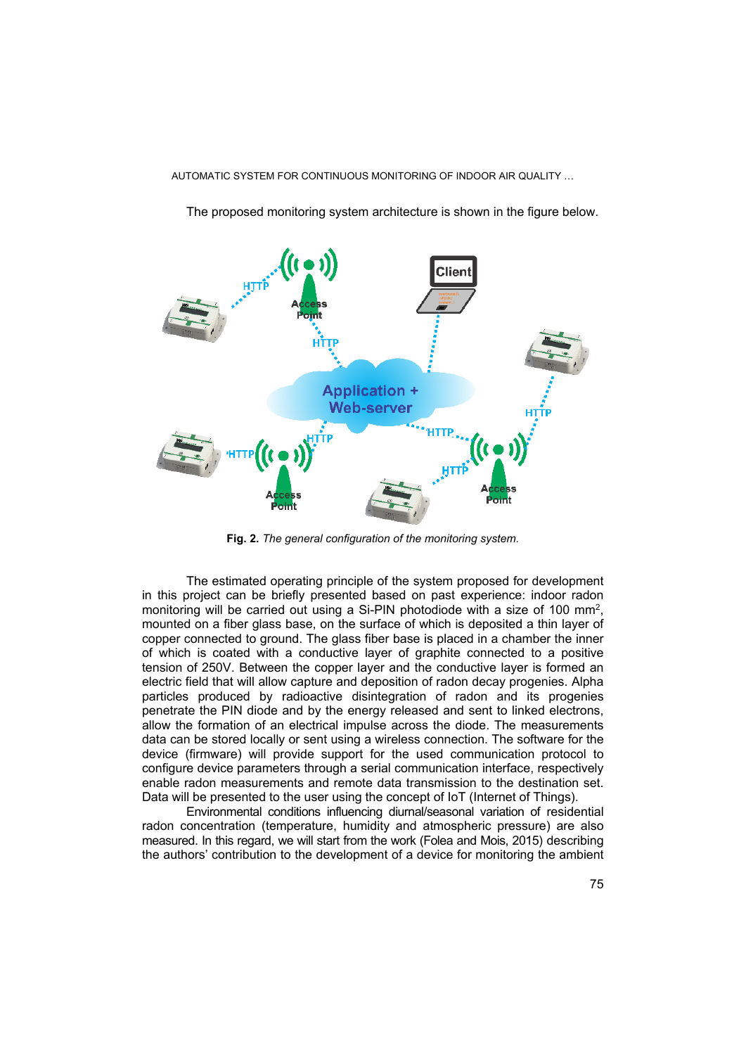The proposed monitoring system architecture is shown in the figure below.

**Fig. 2.** *The general configuration of the monitoring system.*

The estimated operating principle of the system proposed for development in this project can be briefly presented based on past experience: indoor radon monitoring will be carried out using a Si-PIN photodiode with a size of 100 mm$^2$, mounted on a fiber glass base, on the surface of which is deposited a thin layer of copper connected to ground. The glass fiber base is placed in a chamber the inner of which is coated with a conductive layer of graphite connected to a positive tension of 250V. Between the copper layer and the conductive layer is formed an electric field that will allow capture and deposition of radon decay progenies. Alpha particles produced by radioactive disintegration of radon and its progenies penetrate the PIN diode and by the energy released and sent to linked electrons, allow the formation of an electrical impulse across the diode. The measurements data can be stored locally or sent using a wireless connection. The software for the device (firmware) will provide support for the used communication protocol to configure device parameters through a serial communication interface, respectively enable radon measurements and remote data transmission to the destination set. Data will be presented to the user using the concept of IoT (Internet of Things).

Environmental conditions influencing diurnal/seasonal variation of residential radon concentration (temperature, humidity and atmospheric pressure) are also measured. In this regard, we will start from the work (Folea and Mois, 2015) describing the authors' contribution to the development of a device for monitoring the ambient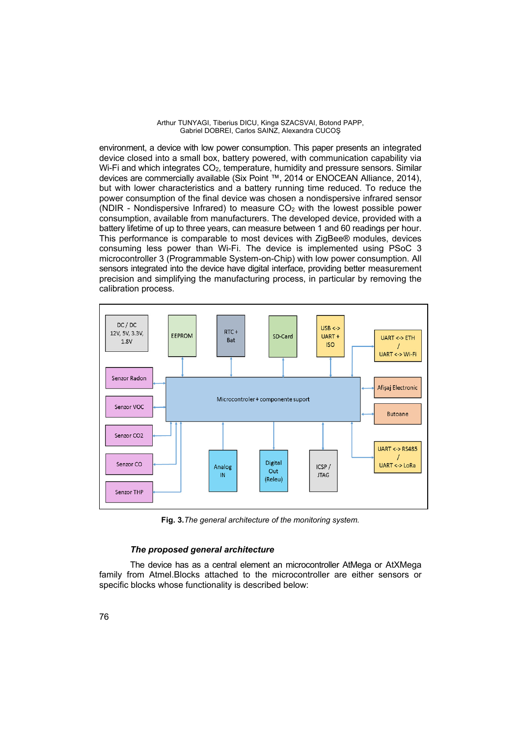environment, a device with low power consumption. This paper presents an integrated device closed into a small box, battery powered, with communication capability via Wi-Fi and which integrates $CO_2$, temperature, humidity and pressure sensors. Similar devices are commercially available (Six Point ™, 2014 or ENOCEAN Alliance, 2014), but with lower characteristics and a battery running time reduced. To reduce the power consumption of the final device was chosen a nondispersive infrared sensor (NDIR - Nondispersive Infrared) to measure $CO_2$ with the lowest possible power consumption, available from manufacturers. The developed device, provided with a battery lifetime of up to three years, can measure between 1 and 60 readings per hour. This performance is comparable to most devices with ZigBee® modules, devices consuming less power than Wi-Fi. The device is implemented using PSoC 3 microcontroller 3 (Programmable System-on-Chip) with low power consumption. All sensors integrated into the device have digital interface, providing better measurement precision and simplifying the manufacturing process, in particular by removing the calibration process.

**Fig. 3.** *The general architecture of the monitoring system.*

### *The proposed general architecture*

The device has as a central element an microcontroller AtMega or AtXMega family from Atmel.Blocks attached to the microcontroller are either sensors or specific blocks whose functionality is described below: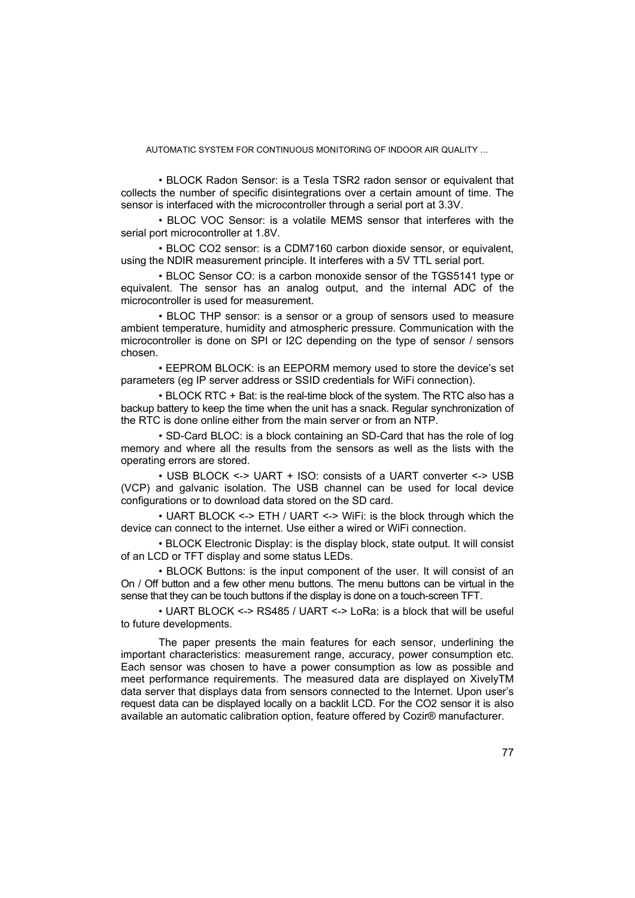• BLOCK Radon Sensor: is a Tesla TSR2 radon sensor or equivalent that collects the number of specific disintegrations over a certain amount of time. The sensor is interfaced with the microcontroller through a serial port at 3.3V.

• BLOC VOC Sensor: is a volatile MEMS sensor that interferes with the serial port microcontroller at 1.8V.

• BLOC CO2 sensor: is a CDM7160 carbon dioxide sensor, or equivalent, using the NDIR measurement principle. It interferes with a 5V TTL serial port.

• BLOC Sensor CO: is a carbon monoxide sensor of the TGS5141 type or equivalent. The sensor has an analog output, and the internal ADC of the microcontroller is used for measurement.

• BLOC THP sensor: is a sensor or a group of sensors used to measure ambient temperature, humidity and atmospheric pressure. Communication with the microcontroller is done on SPI or I2C depending on the type of sensor / sensors chosen.

• EEPROM BLOCK: is an EEPORM memory used to store the device's set parameters (eg IP server address or SSID credentials for WiFi connection).

• BLOCK RTC + Bat: is the real-time block of the system. The RTC also has a backup battery to keep the time when the unit has a snack. Regular synchronization of the RTC is done online either from the main server or from an NTP.

• SD-Card BLOC: is a block containing an SD-Card that has the role of log memory and where all the results from the sensors as well as the lists with the operating errors are stored.

• USB BLOCK <-> UART + ISO: consists of a UART converter <-> USB (VCP) and galvanic isolation. The USB channel can be used for local device configurations or to download data stored on the SD card.

• UART BLOCK <-> ETH / UART <-> WiFi: is the block through which the device can connect to the internet. Use either a wired or WiFi connection.

• BLOCK Electronic Display: is the display block, state output. It will consist of an LCD or TFT display and some status LEDs.

• BLOCK Buttons: is the input component of the user. It will consist of an On / Off button and a few other menu buttons. The menu buttons can be virtual in the sense that they can be touch buttons if the display is done on a touch-screen TFT.

• UART BLOCK <-> RS485 / UART <-> LoRa: is a block that will be useful to future developments.

The paper presents the main features for each sensor, underlining the important characteristics: measurement range, accuracy, power consumption etc. Each sensor was chosen to have a power consumption as low as possible and meet performance requirements. The measured data are displayed on XivelyTM data server that displays data from sensors connected to the Internet. Upon user's request data can be displayed locally on a backlit LCD. For the CO2 sensor it is also available an automatic calibration option, feature offered by Cozir® manufacturer.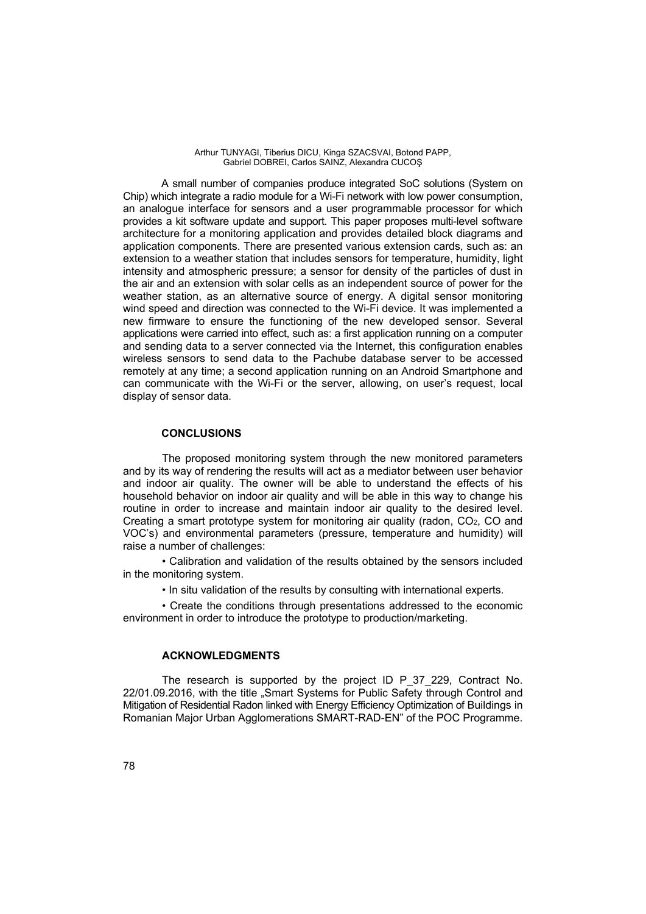A small number of companies produce integrated SoC solutions (System on Chip) which integrate a radio module for a Wi-Fi network with low power consumption, an analogue interface for sensors and a user programmable processor for which provides a kit software update and support. This paper proposes multi-level software architecture for a monitoring application and provides detailed block diagrams and application components. There are presented various extension cards, such as: an extension to a weather station that includes sensors for temperature, humidity, light intensity and atmospheric pressure; a sensor for density of the particles of dust in the air and an extension with solar cells as an independent source of power for the weather station, as an alternative source of energy. A digital sensor monitoring wind speed and direction was connected to the Wi-Fi device. It was implemented a new firmware to ensure the functioning of the new developed sensor. Several applications were carried into effect, such as: a first application running on a computer and sending data to a server connected via the Internet, this configuration enables wireless sensors to send data to the Pachube database server to be accessed remotely at any time; a second application running on an Android Smartphone and can communicate with the Wi-Fi or the server, allowing, on user's request, local display of sensor data.

## CONCLUSIONS

The proposed monitoring system through the new monitored parameters and by its way of rendering the results will act as a mediator between user behavior and indoor air quality. The owner will be able to understand the effects of his household behavior on indoor air quality and will be able in this way to change his routine in order to increase and maintain indoor air quality to the desired level. Creating a smart prototype system for monitoring air quality (radon, $CO_2$, CO and VOC's) and environmental parameters (pressure, temperature and humidity) will raise a number of challenges:

• Calibration and validation of the results obtained by the sensors included in the monitoring system.

• In situ validation of the results by consulting with international experts.

• Create the conditions through presentations addressed to the economic environment in order to introduce the prototype to production/marketing.

## ACKNOWLEDGMENTS

The research is supported by the project ID P_37_229, Contract No. 22/01.09.2016, with the title „Smart Systems for Public Safety through Control and Mitigation of Residential Radon linked with Energy Efficiency Optimization of Buildings in Romanian Major Urban Agglomerations SMART-RAD-EN" of the POC Programme.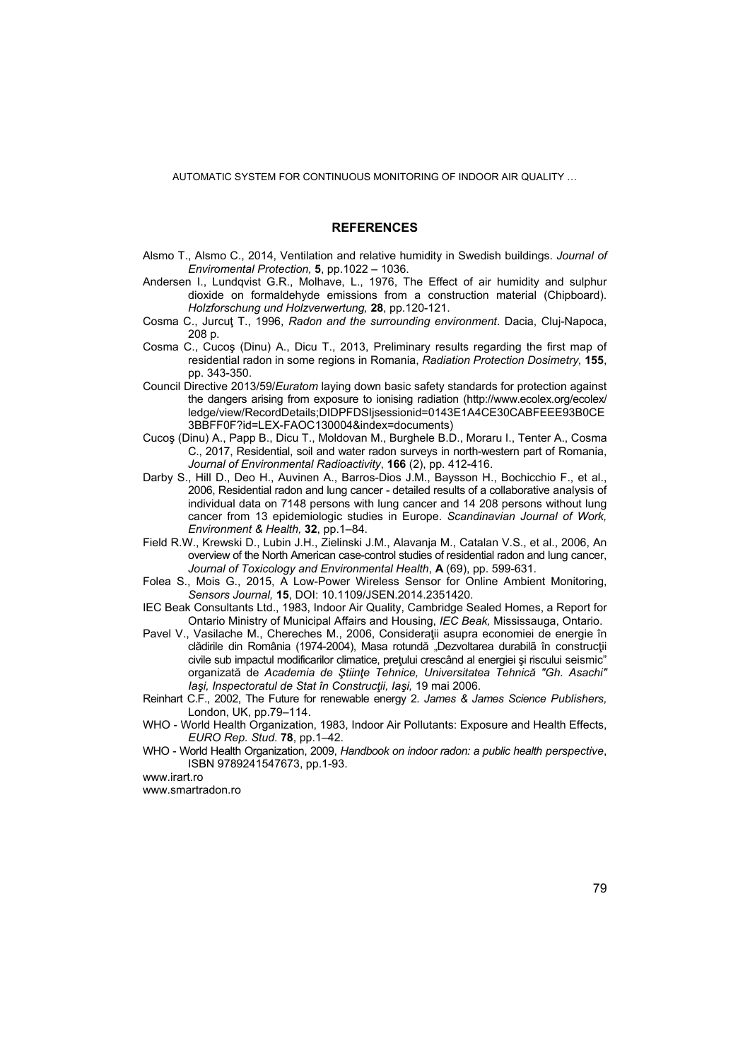## REFERENCES

Alsmo T., Alsmo C., 2014, Ventilation and relative humidity in Swedish buildings. *Journal of Enviromental Protection,* **5**, pp.1022 – 1036.

Andersen I., Lundqvist G.R., Molhave, L., 1976, The Effect of air humidity and sulphur dioxide on formaldehyde emissions from a construction material (Chipboard). *Holzforschung und Holzverwertung,* **28**, pp.120-121.

Cosma C., Jurcuţ T., 1996, *Radon and the surrounding environment*. Dacia, Cluj-Napoca, 208 p.

Cosma C., Cucoş (Dinu) A., Dicu T., 2013, Preliminary results regarding the first map of residential radon in some regions in Romania, *Radiation Protection Dosimetry,* **155**, pp. 343-350.

Council Directive 2013/59/*Euratom* laying down basic safety standards for protection against the dangers arising from exposure to ionising radiation (http://www.ecolex.org/ecolex/ledge/view/RecordDetails;DIDPFDSIjsessionid=0143E1A4CE30CABFEEE93B0CE3BBFF0F?id=LEX-FAOC130004&index=documents)

Cucoş (Dinu) A., Papp B., Dicu T., Moldovan M., Burghele B.D., Moraru I., Tenter A., Cosma C., 2017, Residential, soil and water radon surveys in north-western part of Romania, *Journal of Environmental Radioactivity*, **166** (2), pp. 412-416.

Darby S., Hill D., Deo H., Auvinen A., Barros-Dios J.M., Baysson H., Bochicchio F., et al., 2006, Residential radon and lung cancer - detailed results of a collaborative analysis of individual data on 7148 persons with lung cancer and 14 208 persons without lung cancer from 13 epidemiologic studies in Europe. *Scandinavian Journal of Work, Environment & Health,* **32**, pp.1–84.

Field R.W., Krewski D., Lubin J.H., Zielinski J.M., Alavanja M., Catalan V.S., et al., 2006, An overview of the North American case-control studies of residential radon and lung cancer, *Journal of Toxicology and Environmental Health*, **A** (69), pp. 599-631.

Folea S., Mois G., 2015, A Low-Power Wireless Sensor for Online Ambient Monitoring, *Sensors Journal,* **15**, DOI: 10.1109/JSEN.2014.2351420.

IEC Beak Consultants Ltd., 1983, Indoor Air Quality, Cambridge Sealed Homes, a Report for Ontario Ministry of Municipal Affairs and Housing, *IEC Beak,* Mississauga, Ontario.

Pavel V., Vasilache M., Chereches M., 2006, Consideraţii asupra economiei de energie în clădirile din România (1974-2004), Masa rotundă „Dezvoltarea durabilă în construcţii civile sub impactul modificarilor climatice, preţului crescând al energiei şi riscului seismic" organizată de *Academia de Ştiinţe Tehnice, Universitatea Tehnică "Gh. Asachi" Iaşi, Inspectoratul de Stat în Construcţii, Iaşi,* 19 mai 2006.

Reinhart C.F., 2002, The Future for renewable energy 2. *James & James Science Publishers,* London, UK, pp.79–114.

WHO - World Health Organization, 1983, Indoor Air Pollutants: Exposure and Health Effects, *EURO Rep. Stud.* **78**, pp.1–42.

WHO - World Health Organization, 2009, *Handbook on indoor radon: a public health perspective*, ISBN 9789241547673, pp.1-93.

www.irart.ro

www.smartradon.ro